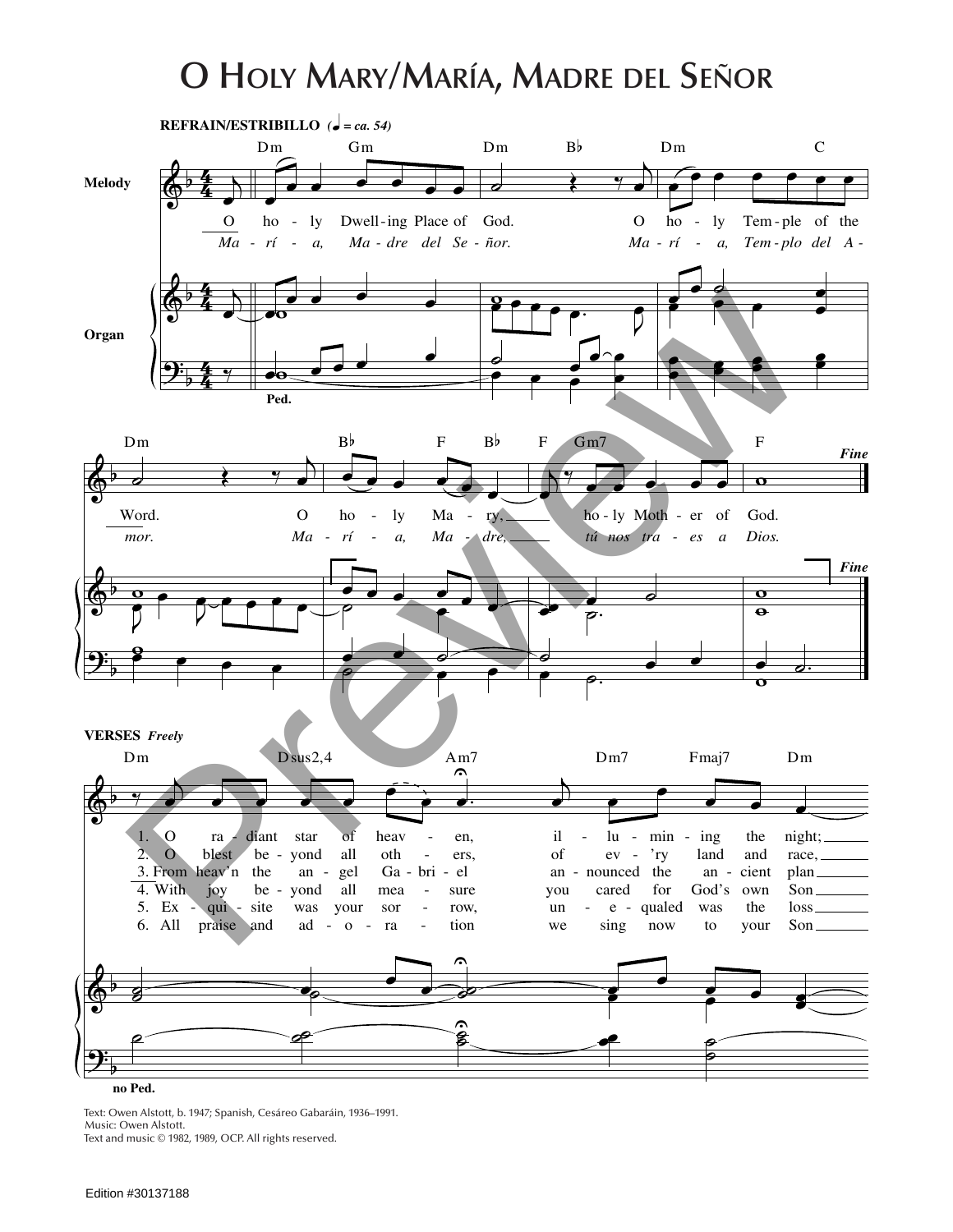# O Holy Mary/María, Madre del Señor

**REFRAIN/ESTRIBILLO** (♩ = ca. 54)

O holy Dwelling Place of God. O holy Temple of the Word. O holy Mary, holy Mother of God. *Fine*

*María, Madre del Señor. María, Templo del Amor. María, Madre, tú nos traes a Dios.*

**VERSES** *Freely*

1. O radiant star of heaven, illumining the night;
2. O blest beyond all others, of ev'ry land and race,
3. From heav'n the angel Gabriel announced the ancient plan
4. With joy beyond all measure you cared for God's own Son
5. Exquisite was your sorrow, unequaled was the loss
6. All praise and adoration we sing now to your Son

Text: Owen Alstott, b. 1947; Spanish, Cesáreo Gabaráin, 1936–1991.
Music: Owen Alstott.
Text and music © 1982, 1989, OCP. All rights reserved.

Edition #30137188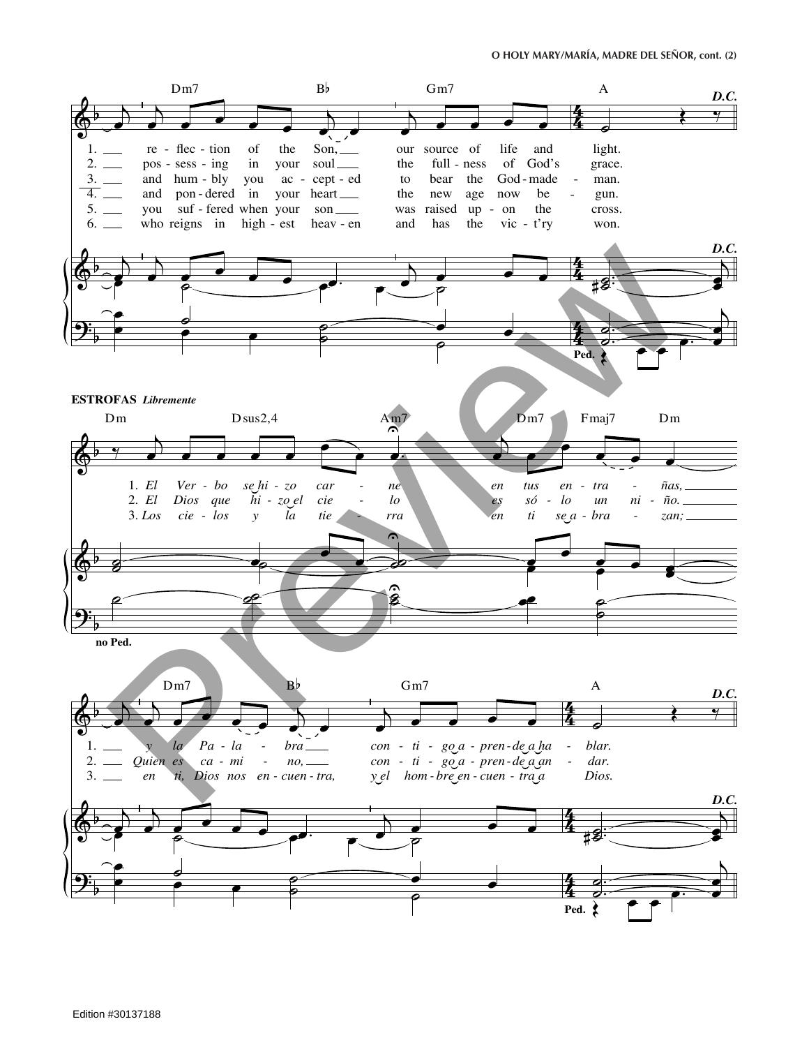Dm7 B♭ Gm7 A *D.C.*

1. re - flec - tion of the Son, our source of life and light.
2. pos - sess - ing in your soul the full - ness of God's grace.
3. and hum - bly you ac - cept - ed to bear the God - made - man.
4. and pon - dered in your heart the new age now be - gun.
5. you suf - fered when your son was raised up - on the cross.
6. who reigns in high - est heav - en and has the vic - t'ry won.

*D.C.*

Ped.

**ESTROFAS** ***Libremente***

Dm Dsus2,4 Am7 Dm7 Fmaj7 Dm

1. *El Ver - bo se hi - zo car - ne en tus en - tra - ñas,*
2. *El Dios que hi - zo el cie - lo es só - lo un ni - ño.*
3. *Los cie - los y la tie - rra en ti se a - bra - zan;*

**no Ped.**

Dm7 B♭ Gm7 A *D.C.*

1. *y la Pa - la - bra con - ti - go a - pren - de a ha - blar.*
2. *Quien es ca - mi - no, con - ti - go a - pren - de a an - dar.*
3. *en ti, Dios nos en - cuen - tra, y el hom - bre en - cuen - tra a Dios.*

*D.C.*

Ped.

Edition #30137188